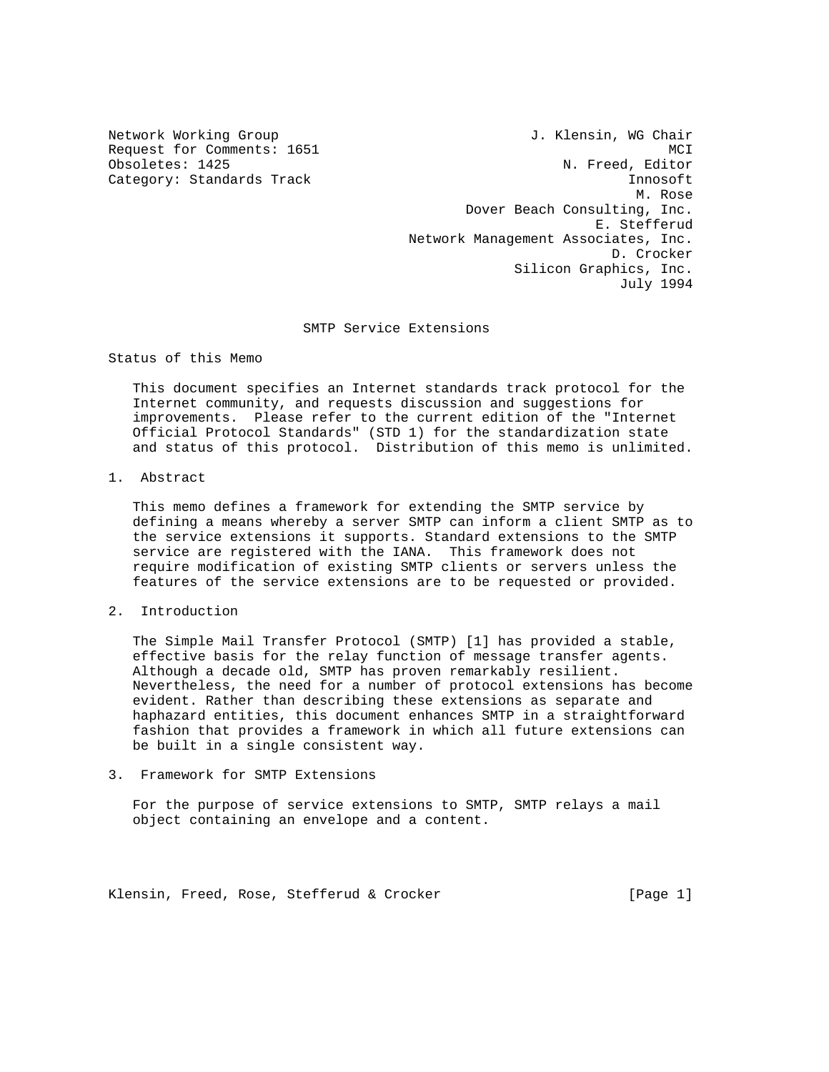Network Working Group J. Klensin, WG Chair
Request for Comments: 1651 MCI
Obsoletes: 1425 N. Freed, Editor
Category: Standards Track Innosoft
M. Rose
Dover Beach Consulting, Inc.
E. Stefferud
Network Management Associates, Inc.
D. Crocker
Silicon Graphics, Inc.
July 1994

# SMTP Service Extensions

## Status of this Memo

This document specifies an Internet standards track protocol for the Internet community, and requests discussion and suggestions for improvements. Please refer to the current edition of the "Internet Official Protocol Standards" (STD 1) for the standardization state and status of this protocol. Distribution of this memo is unlimited.

## 1. Abstract

This memo defines a framework for extending the SMTP service by defining a means whereby a server SMTP can inform a client SMTP as to the service extensions it supports. Standard extensions to the SMTP service are registered with the IANA. This framework does not require modification of existing SMTP clients or servers unless the features of the service extensions are to be requested or provided.

## 2. Introduction

The Simple Mail Transfer Protocol (SMTP) [1] has provided a stable, effective basis for the relay function of message transfer agents. Although a decade old, SMTP has proven remarkably resilient. Nevertheless, the need for a number of protocol extensions has become evident. Rather than describing these extensions as separate and haphazard entities, this document enhances SMTP in a straightforward fashion that provides a framework in which all future extensions can be built in a single consistent way.

## 3. Framework for SMTP Extensions

For the purpose of service extensions to SMTP, SMTP relays a mail object containing an envelope and a content.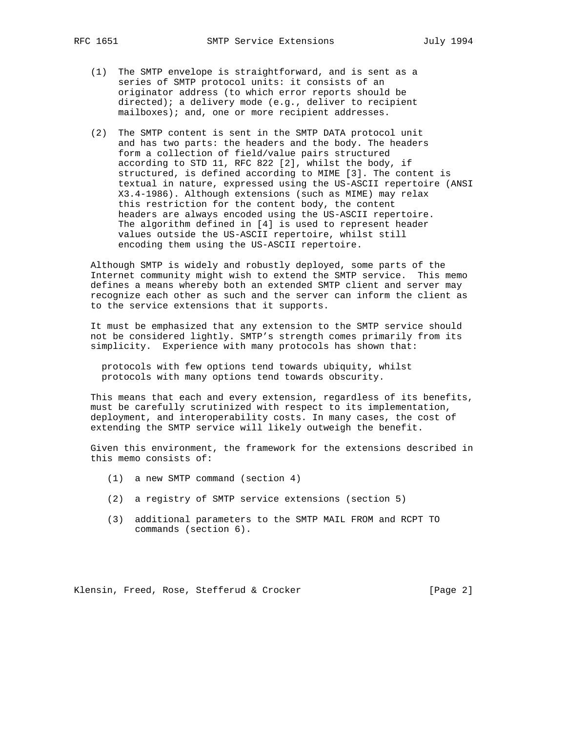(1) The SMTP envelope is straightforward, and is sent as a series of SMTP protocol units: it consists of an originator address (to which error reports should be directed); a delivery mode (e.g., deliver to recipient mailboxes); and, one or more recipient addresses.

(2) The SMTP content is sent in the SMTP DATA protocol unit and has two parts: the headers and the body. The headers form a collection of field/value pairs structured according to STD 11, RFC 822 [2], whilst the body, if structured, is defined according to MIME [3]. The content is textual in nature, expressed using the US-ASCII repertoire (ANSI X3.4-1986). Although extensions (such as MIME) may relax this restriction for the content body, the content headers are always encoded using the US-ASCII repertoire. The algorithm defined in [4] is used to represent header values outside the US-ASCII repertoire, whilst still encoding them using the US-ASCII repertoire.

Although SMTP is widely and robustly deployed, some parts of the Internet community might wish to extend the SMTP service. This memo defines a means whereby both an extended SMTP client and server may recognize each other as such and the server can inform the client as to the service extensions that it supports.

It must be emphasized that any extension to the SMTP service should not be considered lightly. SMTP's strength comes primarily from its simplicity. Experience with many protocols has shown that:

> protocols with few options tend towards ubiquity, whilst protocols with many options tend towards obscurity.

This means that each and every extension, regardless of its benefits, must be carefully scrutinized with respect to its implementation, deployment, and interoperability costs. In many cases, the cost of extending the SMTP service will likely outweigh the benefit.

Given this environment, the framework for the extensions described in this memo consists of:

(1) a new SMTP command (section 4)

(2) a registry of SMTP service extensions (section 5)

(3) additional parameters to the SMTP MAIL FROM and RCPT TO commands (section 6).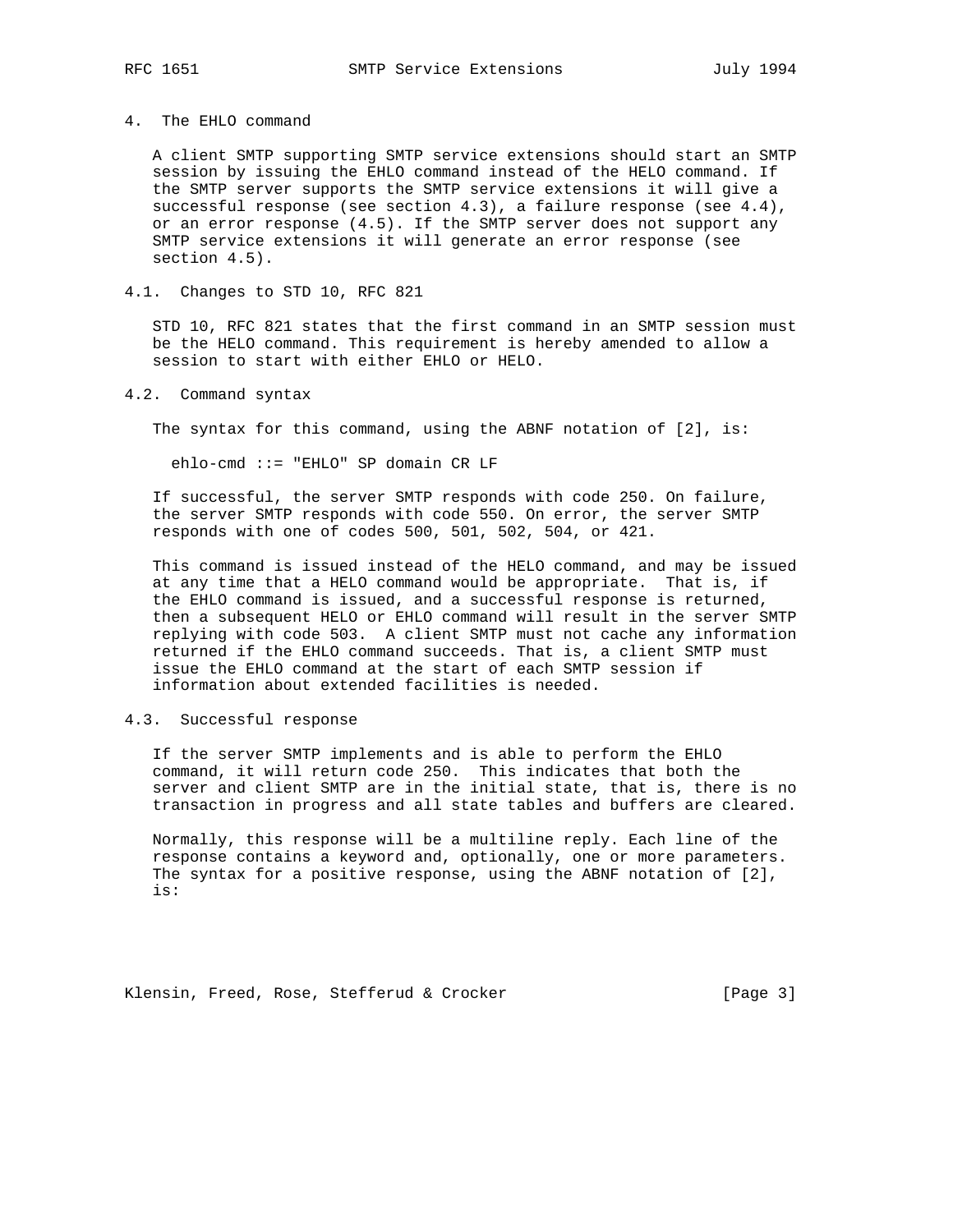## 4. The EHLO command

A client SMTP supporting SMTP service extensions should start an SMTP session by issuing the EHLO command instead of the HELO command. If the SMTP server supports the SMTP service extensions it will give a successful response (see section 4.3), a failure response (see 4.4), or an error response (4.5). If the SMTP server does not support any SMTP service extensions it will generate an error response (see section 4.5).

### 4.1. Changes to STD 10, RFC 821

STD 10, RFC 821 states that the first command in an SMTP session must be the HELO command. This requirement is hereby amended to allow a session to start with either EHLO or HELO.

### 4.2. Command syntax

The syntax for this command, using the ABNF notation of [2], is:

```
ehlo-cmd ::= "EHLO" SP domain CR LF
```

If successful, the server SMTP responds with code 250. On failure, the server SMTP responds with code 550. On error, the server SMTP responds with one of codes 500, 501, 502, 504, or 421.

This command is issued instead of the HELO command, and may be issued at any time that a HELO command would be appropriate. That is, if the EHLO command is issued, and a successful response is returned, then a subsequent HELO or EHLO command will result in the server SMTP replying with code 503. A client SMTP must not cache any information returned if the EHLO command succeeds. That is, a client SMTP must issue the EHLO command at the start of each SMTP session if information about extended facilities is needed.

### 4.3. Successful response

If the server SMTP implements and is able to perform the EHLO command, it will return code 250. This indicates that both the server and client SMTP are in the initial state, that is, there is no transaction in progress and all state tables and buffers are cleared.

Normally, this response will be a multiline reply. Each line of the response contains a keyword and, optionally, one or more parameters. The syntax for a positive response, using the ABNF notation of [2], is: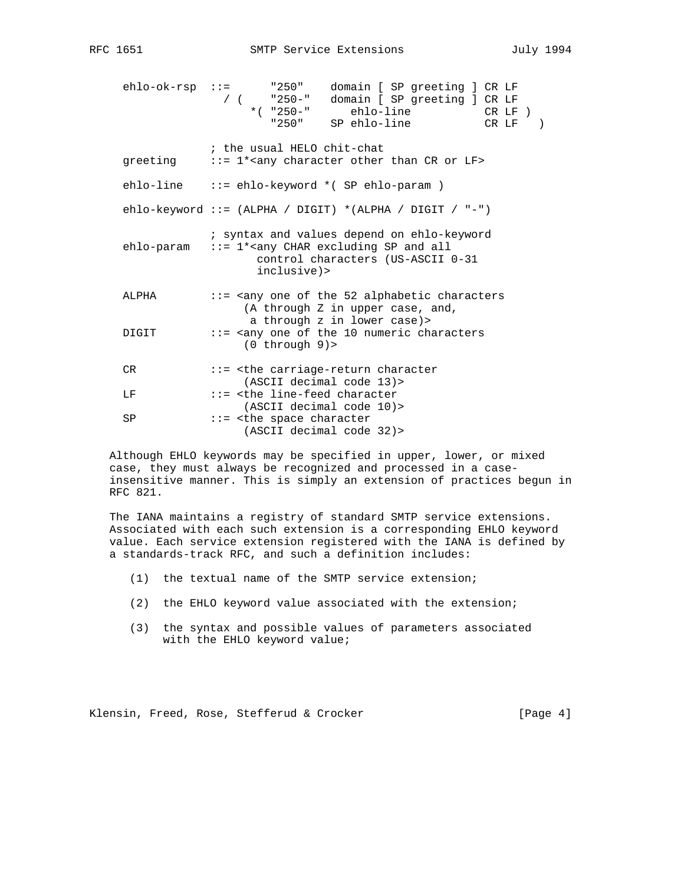```
ehlo-ok-rsp  ::=      "250"    domain [ SP greeting ] CR LF
               / (    "250-"   domain [ SP greeting ] CR LF
                   *( "250-"      ehlo-line           CR LF )
                      "250"    SP ehlo-line           CR LF   )

             ; the usual HELO chit-chat
greeting     ::= 1*<any character other than CR or LF>

ehlo-line    ::= ehlo-keyword *( SP ehlo-param )

ehlo-keyword ::= (ALPHA / DIGIT) *(ALPHA / DIGIT / "-")

             ; syntax and values depend on ehlo-keyword
ehlo-param   ::= 1*<any CHAR excluding SP and all
                    control characters (US-ASCII 0-31
                    inclusive)>

ALPHA        ::= <any one of the 52 alphabetic characters
                  (A through Z in upper case, and,
                   a through z in lower case)>
DIGIT        ::= <any one of the 10 numeric characters
                  (0 through 9)>

CR           ::= <the carriage-return character
                  (ASCII decimal code 13)>
LF           ::= <the line-feed character
                  (ASCII decimal code 10)>
SP           ::= <the space character
                  (ASCII decimal code 32)>
```

Although EHLO keywords may be specified in upper, lower, or mixed case, they must always be recognized and processed in a case-insensitive manner. This is simply an extension of practices begun in RFC 821.

The IANA maintains a registry of standard SMTP service extensions. Associated with each such extension is a corresponding EHLO keyword value. Each service extension registered with the IANA is defined by a standards-track RFC, and such a definition includes:

(1) the textual name of the SMTP service extension;

(2) the EHLO keyword value associated with the extension;

(3) the syntax and possible values of parameters associated with the EHLO keyword value;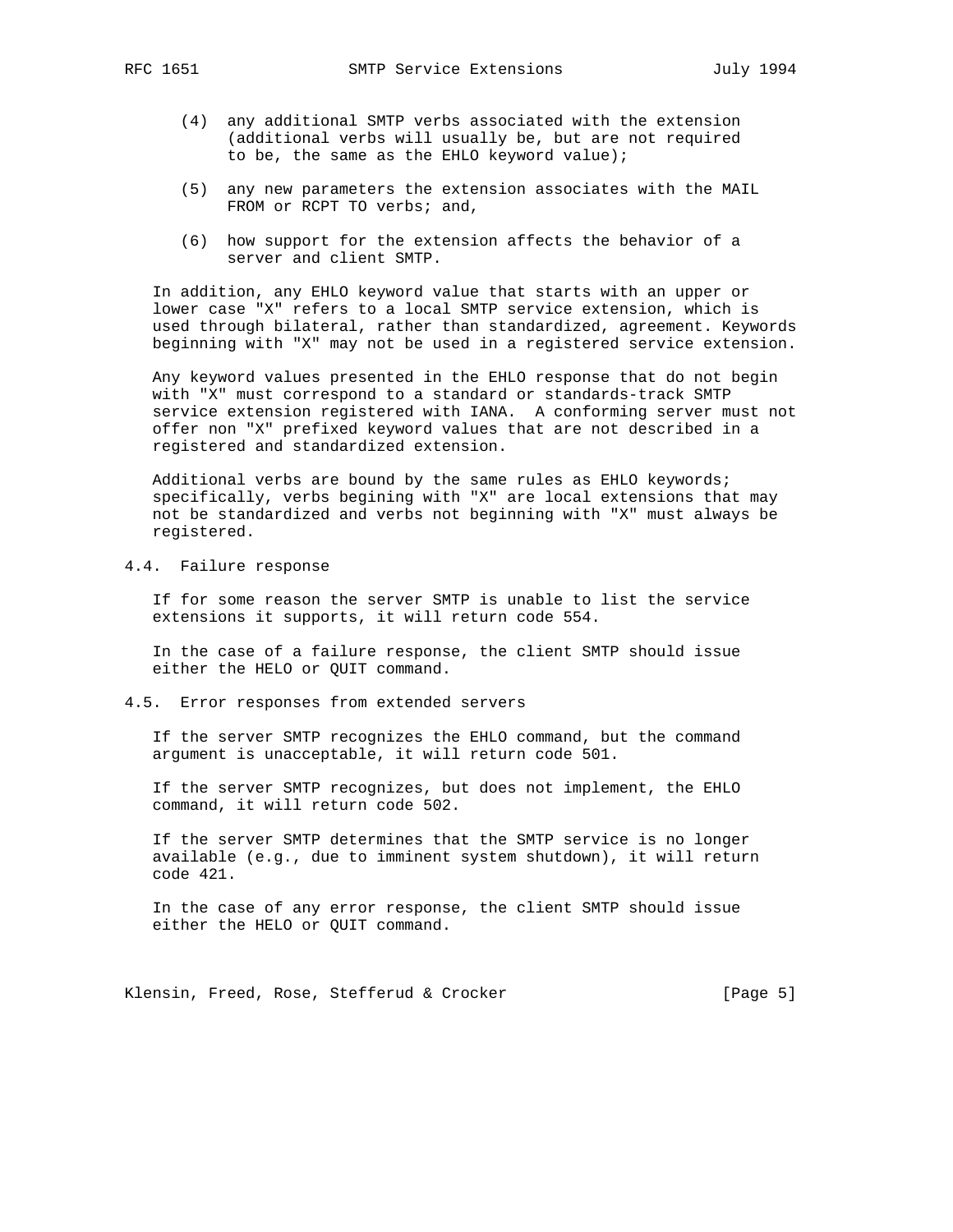(4) any additional SMTP verbs associated with the extension (additional verbs will usually be, but are not required to be, the same as the EHLO keyword value);

(5) any new parameters the extension associates with the MAIL FROM or RCPT TO verbs; and,

(6) how support for the extension affects the behavior of a server and client SMTP.

In addition, any EHLO keyword value that starts with an upper or lower case "X" refers to a local SMTP service extension, which is used through bilateral, rather than standardized, agreement. Keywords beginning with "X" may not be used in a registered service extension.

Any keyword values presented in the EHLO response that do not begin with "X" must correspond to a standard or standards-track SMTP service extension registered with IANA.  A conforming server must not offer non "X" prefixed keyword values that are not described in a registered and standardized extension.

Additional verbs are bound by the same rules as EHLO keywords; specifically, verbs begining with "X" are local extensions that may not be standardized and verbs not beginning with "X" must always be registered.

## 4.4. Failure response

If for some reason the server SMTP is unable to list the service extensions it supports, it will return code 554.

In the case of a failure response, the client SMTP should issue either the HELO or QUIT command.

## 4.5. Error responses from extended servers

If the server SMTP recognizes the EHLO command, but the command argument is unacceptable, it will return code 501.

If the server SMTP recognizes, but does not implement, the EHLO command, it will return code 502.

If the server SMTP determines that the SMTP service is no longer available (e.g., due to imminent system shutdown), it will return code 421.

In the case of any error response, the client SMTP should issue either the HELO or QUIT command.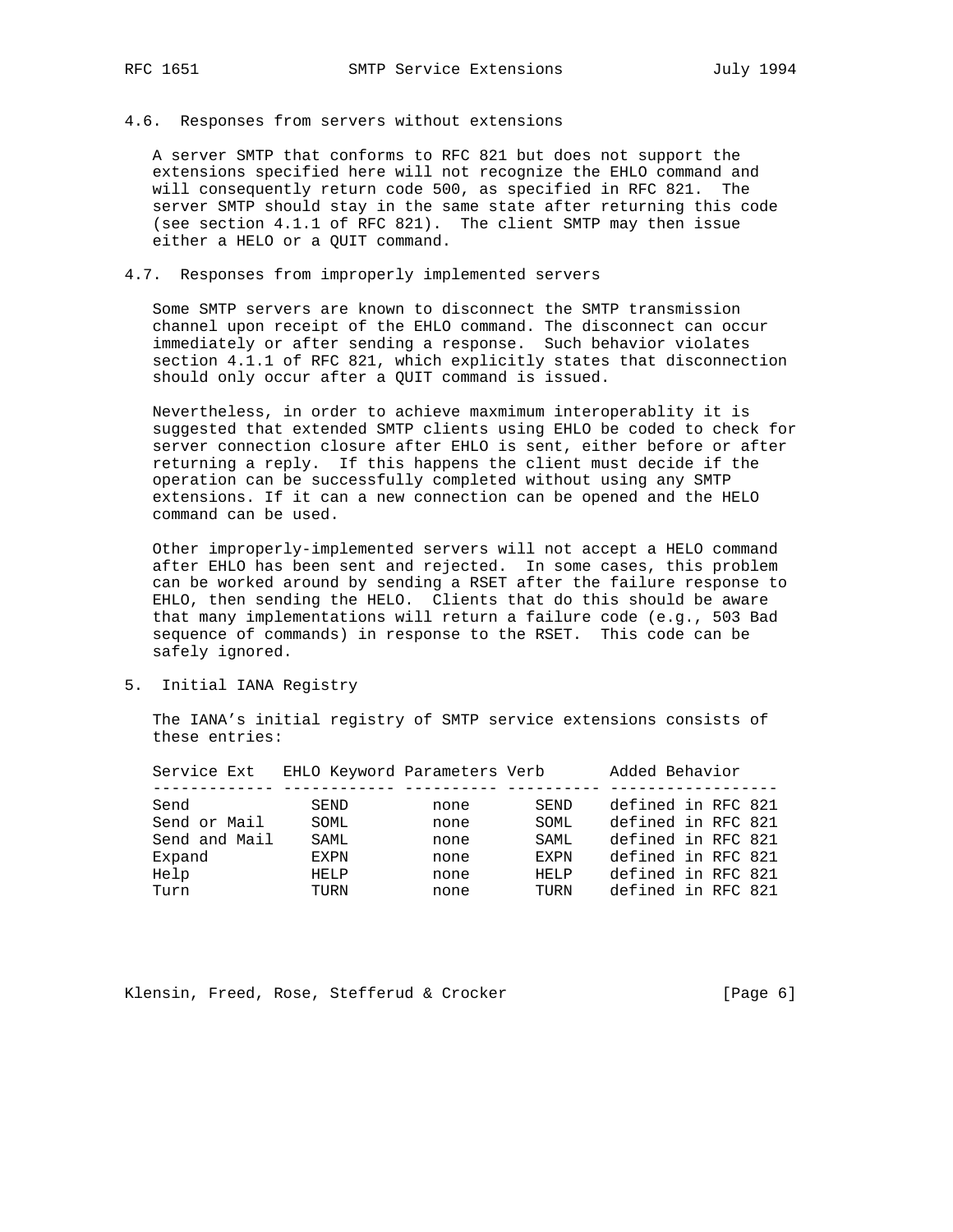## 4.6. Responses from servers without extensions

A server SMTP that conforms to RFC 821 but does not support the extensions specified here will not recognize the EHLO command and will consequently return code 500, as specified in RFC 821. The server SMTP should stay in the same state after returning this code (see section 4.1.1 of RFC 821). The client SMTP may then issue either a HELO or a QUIT command.

## 4.7. Responses from improperly implemented servers

Some SMTP servers are known to disconnect the SMTP transmission channel upon receipt of the EHLO command. The disconnect can occur immediately or after sending a response. Such behavior violates section 4.1.1 of RFC 821, which explicitly states that disconnection should only occur after a QUIT command is issued.

Nevertheless, in order to achieve maxmimum interoperablity it is suggested that extended SMTP clients using EHLO be coded to check for server connection closure after EHLO is sent, either before or after returning a reply. If this happens the client must decide if the operation can be successfully completed without using any SMTP extensions. If it can a new connection can be opened and the HELO command can be used.

Other improperly-implemented servers will not accept a HELO command after EHLO has been sent and rejected. In some cases, this problem can be worked around by sending a RSET after the failure response to EHLO, then sending the HELO. Clients that do this should be aware that many implementations will return a failure code (e.g., 503 Bad sequence of commands) in response to the RSET. This code can be safely ignored.

# 5. Initial IANA Registry

The IANA's initial registry of SMTP service extensions consists of these entries:

| Service Ext | EHLO Keyword | Parameters | Verb | Added Behavior |
|---|---|---|---|---|
| Send | SEND | none | SEND | defined in RFC 821 |
| Send or Mail | SOML | none | SOML | defined in RFC 821 |
| Send and Mail | SAML | none | SAML | defined in RFC 821 |
| Expand | EXPN | none | EXPN | defined in RFC 821 |
| Help | HELP | none | HELP | defined in RFC 821 |
| Turn | TURN | none | TURN | defined in RFC 821 |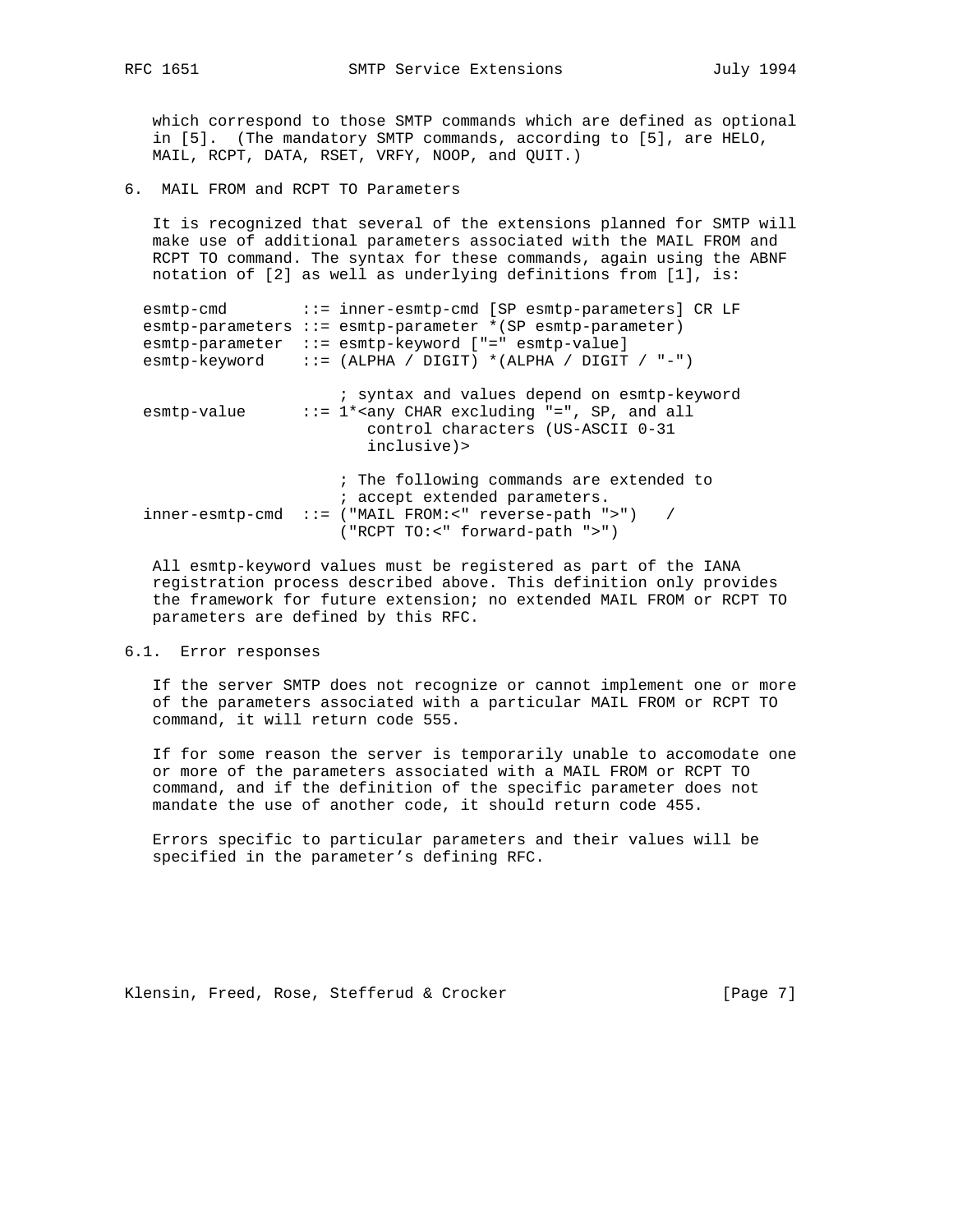which correspond to those SMTP commands which are defined as optional in [5]. (The mandatory SMTP commands, according to [5], are HELO, MAIL, RCPT, DATA, RSET, VRFY, NOOP, and QUIT.)

## 6. MAIL FROM and RCPT TO Parameters

It is recognized that several of the extensions planned for SMTP will make use of additional parameters associated with the MAIL FROM and RCPT TO command. The syntax for these commands, again using the ABNF notation of [2] as well as underlying definitions from [1], is:

```
esmtp-cmd        ::= inner-esmtp-cmd [SP esmtp-parameters] CR LF
esmtp-parameters ::= esmtp-parameter *(SP esmtp-parameter)
esmtp-parameter  ::= esmtp-keyword ["=" esmtp-value]
esmtp-keyword    ::= (ALPHA / DIGIT) *(ALPHA / DIGIT / "-")

                     ; syntax and values depend on esmtp-keyword
esmtp-value      ::= 1*<any CHAR excluding "=", SP, and all
                        control characters (US-ASCII 0-31
                        inclusive)>

                     ; The following commands are extended to
                     ; accept extended parameters.
inner-esmtp-cmd  ::= ("MAIL FROM:<" reverse-path ">")   /
                     ("RCPT TO:<" forward-path ">")
```

All esmtp-keyword values must be registered as part of the IANA registration process described above. This definition only provides the framework for future extension; no extended MAIL FROM or RCPT TO parameters are defined by this RFC.

### 6.1. Error responses

If the server SMTP does not recognize or cannot implement one or more of the parameters associated with a particular MAIL FROM or RCPT TO command, it will return code 555.

If for some reason the server is temporarily unable to accomodate one or more of the parameters associated with a MAIL FROM or RCPT TO command, and if the definition of the specific parameter does not mandate the use of another code, it should return code 455.

Errors specific to particular parameters and their values will be specified in the parameter's defining RFC.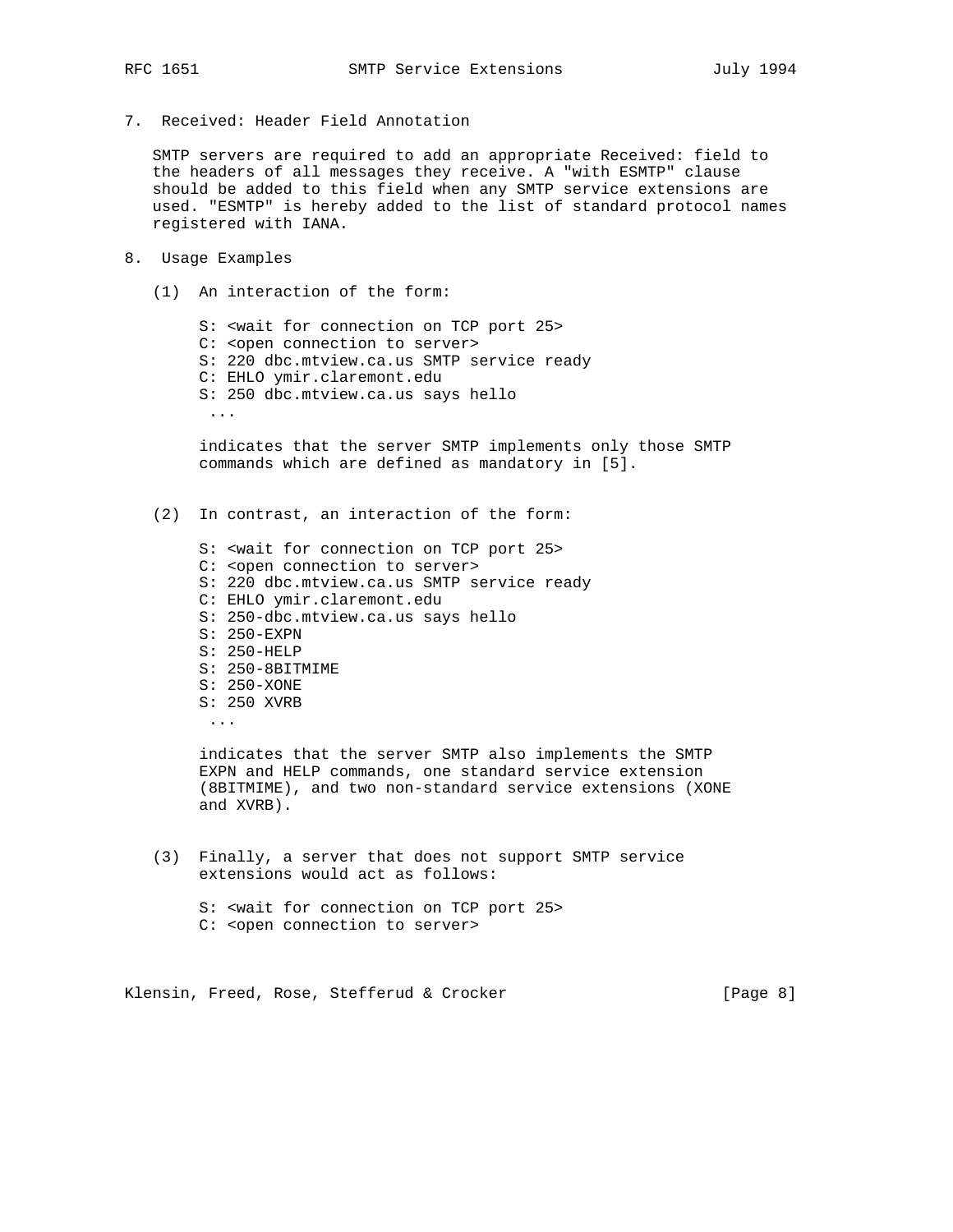## 7. Received: Header Field Annotation

SMTP servers are required to add an appropriate Received: field to the headers of all messages they receive. A "with ESMTP" clause should be added to this field when any SMTP service extensions are used. "ESMTP" is hereby added to the list of standard protocol names registered with IANA.

## 8. Usage Examples

(1) An interaction of the form:

```
S: <wait for connection on TCP port 25>
C: <open connection to server>
S: 220 dbc.mtview.ca.us SMTP service ready
C: EHLO ymir.claremont.edu
S: 250 dbc.mtview.ca.us says hello
 ...
```

indicates that the server SMTP implements only those SMTP commands which are defined as mandatory in [5].

(2) In contrast, an interaction of the form:

```
S: <wait for connection on TCP port 25>
C: <open connection to server>
S: 220 dbc.mtview.ca.us SMTP service ready
C: EHLO ymir.claremont.edu
S: 250-dbc.mtview.ca.us says hello
S: 250-EXPN
S: 250-HELP
S: 250-8BITMIME
S: 250-XONE
S: 250 XVRB
 ...
```

indicates that the server SMTP also implements the SMTP EXPN and HELP commands, one standard service extension (8BITMIME), and two non-standard service extensions (XONE and XVRB).

(3) Finally, a server that does not support SMTP service extensions would act as follows:

```
S: <wait for connection on TCP port 25>
C: <open connection to server>
```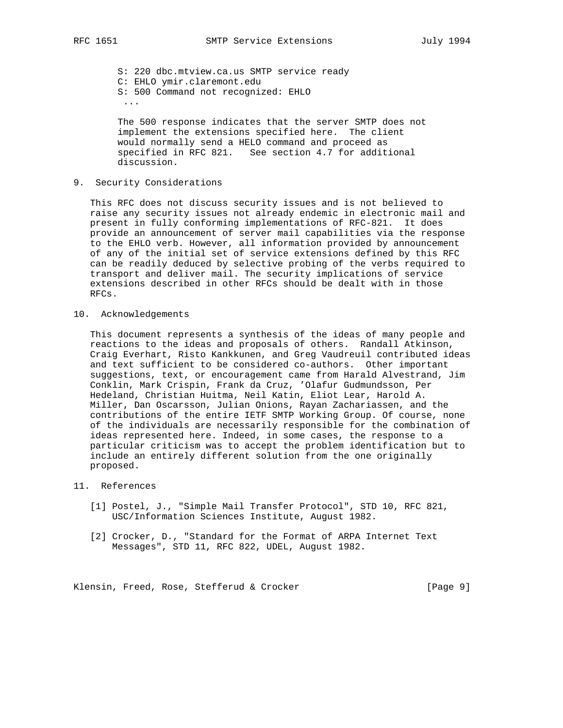```
S: 220 dbc.mtview.ca.us SMTP service ready
C: EHLO ymir.claremont.edu
S: 500 Command not recognized: EHLO
 ...
```

The 500 response indicates that the server SMTP does not implement the extensions specified here. The client would normally send a HELO command and proceed as specified in RFC 821. See section 4.7 for additional discussion.

## 9. Security Considerations

This RFC does not discuss security issues and is not believed to raise any security issues not already endemic in electronic mail and present in fully conforming implementations of RFC-821. It does provide an announcement of server mail capabilities via the response to the EHLO verb. However, all information provided by announcement of any of the initial set of service extensions defined by this RFC can be readily deduced by selective probing of the verbs required to transport and deliver mail. The security implications of service extensions described in other RFCs should be dealt with in those RFCs.

## 10. Acknowledgements

This document represents a synthesis of the ideas of many people and reactions to the ideas and proposals of others. Randall Atkinson, Craig Everhart, Risto Kankkunen, and Greg Vaudreuil contributed ideas and text sufficient to be considered co-authors. Other important suggestions, text, or encouragement came from Harald Alvestrand, Jim Conklin, Mark Crispin, Frank da Cruz, 'Olafur Gudmundsson, Per Hedeland, Christian Huitma, Neil Katin, Eliot Lear, Harold A. Miller, Dan Oscarsson, Julian Onions, Rayan Zachariassen, and the contributions of the entire IETF SMTP Working Group. Of course, none of the individuals are necessarily responsible for the combination of ideas represented here. Indeed, in some cases, the response to a particular criticism was to accept the problem identification but to include an entirely different solution from the one originally proposed.

## 11. References

[1] Postel, J., "Simple Mail Transfer Protocol", STD 10, RFC 821, USC/Information Sciences Institute, August 1982.

[2] Crocker, D., "Standard for the Format of ARPA Internet Text Messages", STD 11, RFC 822, UDEL, August 1982.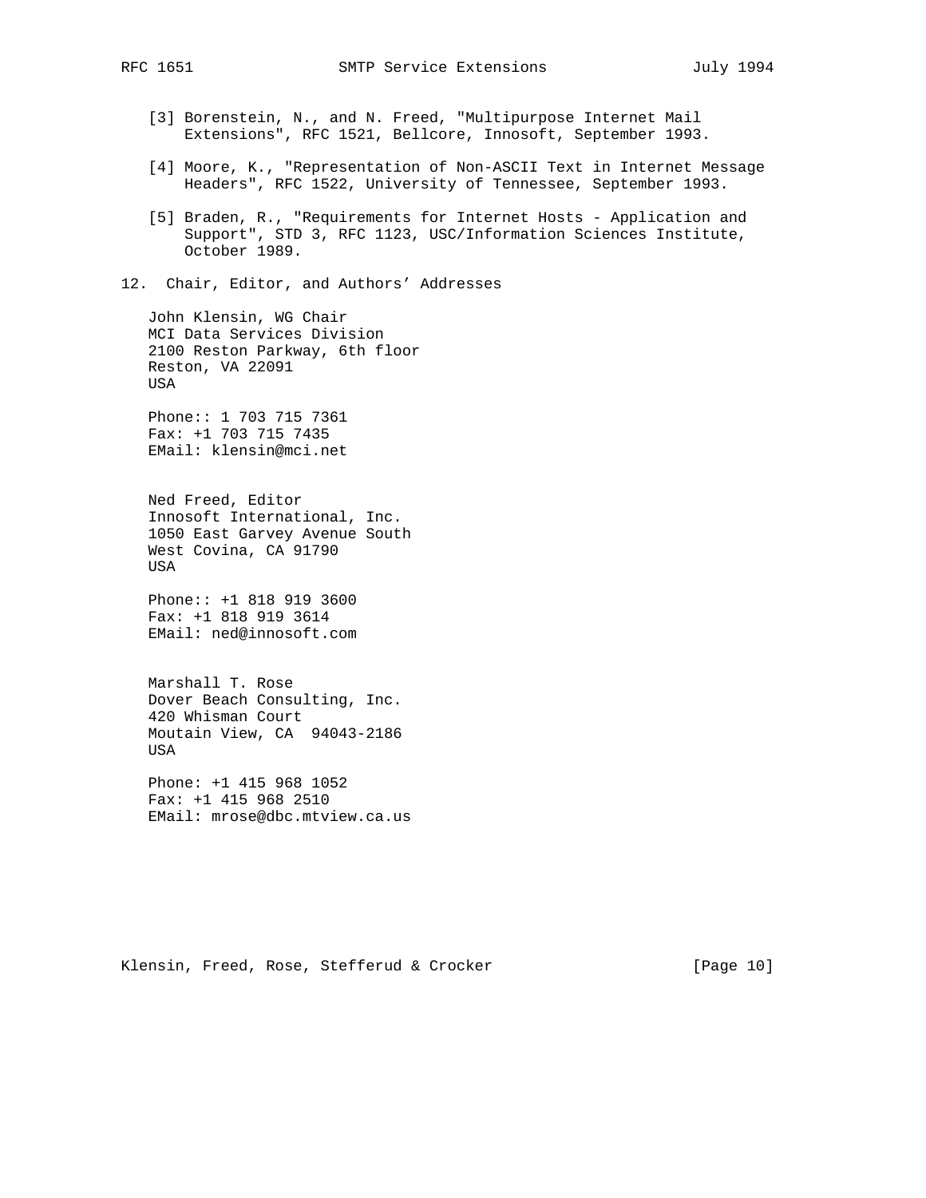[3] Borenstein, N., and N. Freed, "Multipurpose Internet Mail Extensions", RFC 1521, Bellcore, Innosoft, September 1993.

[4] Moore, K., "Representation of Non-ASCII Text in Internet Message Headers", RFC 1522, University of Tennessee, September 1993.

[5] Braden, R., "Requirements for Internet Hosts - Application and Support", STD 3, RFC 1123, USC/Information Sciences Institute, October 1989.

## 12. Chair, Editor, and Authors' Addresses

John Klensin, WG Chair
MCI Data Services Division
2100 Reston Parkway, 6th floor
Reston, VA 22091
USA

Phone:: 1 703 715 7361
Fax: +1 703 715 7435
EMail: klensin@mci.net

Ned Freed, Editor
Innosoft International, Inc.
1050 East Garvey Avenue South
West Covina, CA 91790
USA

Phone:: +1 818 919 3600
Fax: +1 818 919 3614
EMail: ned@innosoft.com

Marshall T. Rose
Dover Beach Consulting, Inc.
420 Whisman Court
Moutain View, CA 94043-2186
USA

Phone: +1 415 968 1052
Fax: +1 415 968 2510
EMail: mrose@dbc.mtview.ca.us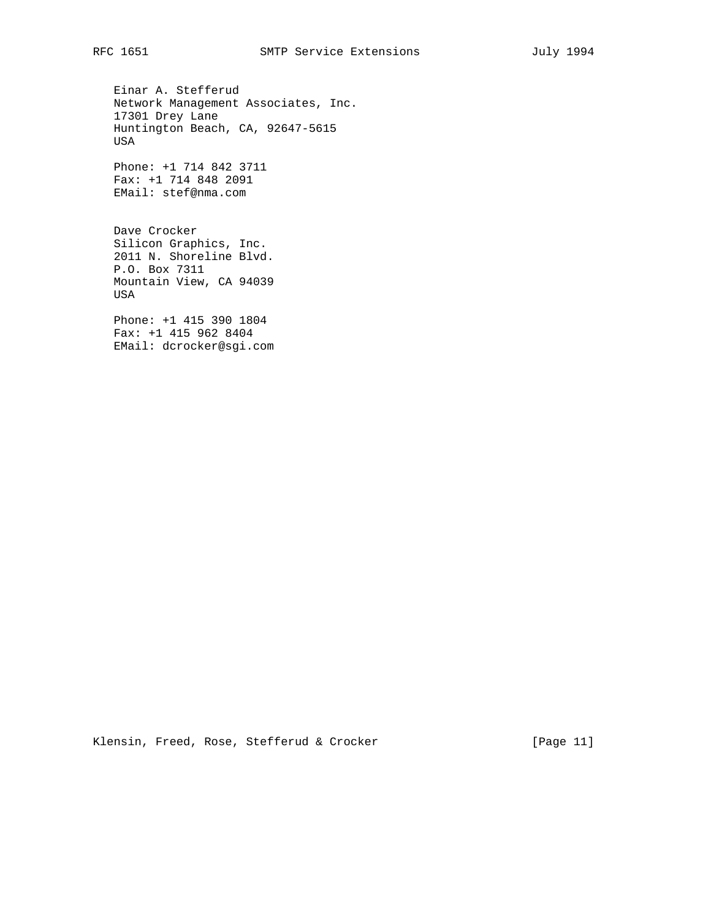Einar A. Stefferud
Network Management Associates, Inc.
17301 Drey Lane
Huntington Beach, CA, 92647-5615
USA

Phone: +1 714 842 3711
Fax: +1 714 848 2091
EMail: stef@nma.com

Dave Crocker
Silicon Graphics, Inc.
2011 N. Shoreline Blvd.
P.O. Box 7311
Mountain View, CA 94039
USA

Phone: +1 415 390 1804
Fax: +1 415 962 8404
EMail: dcrocker@sgi.com